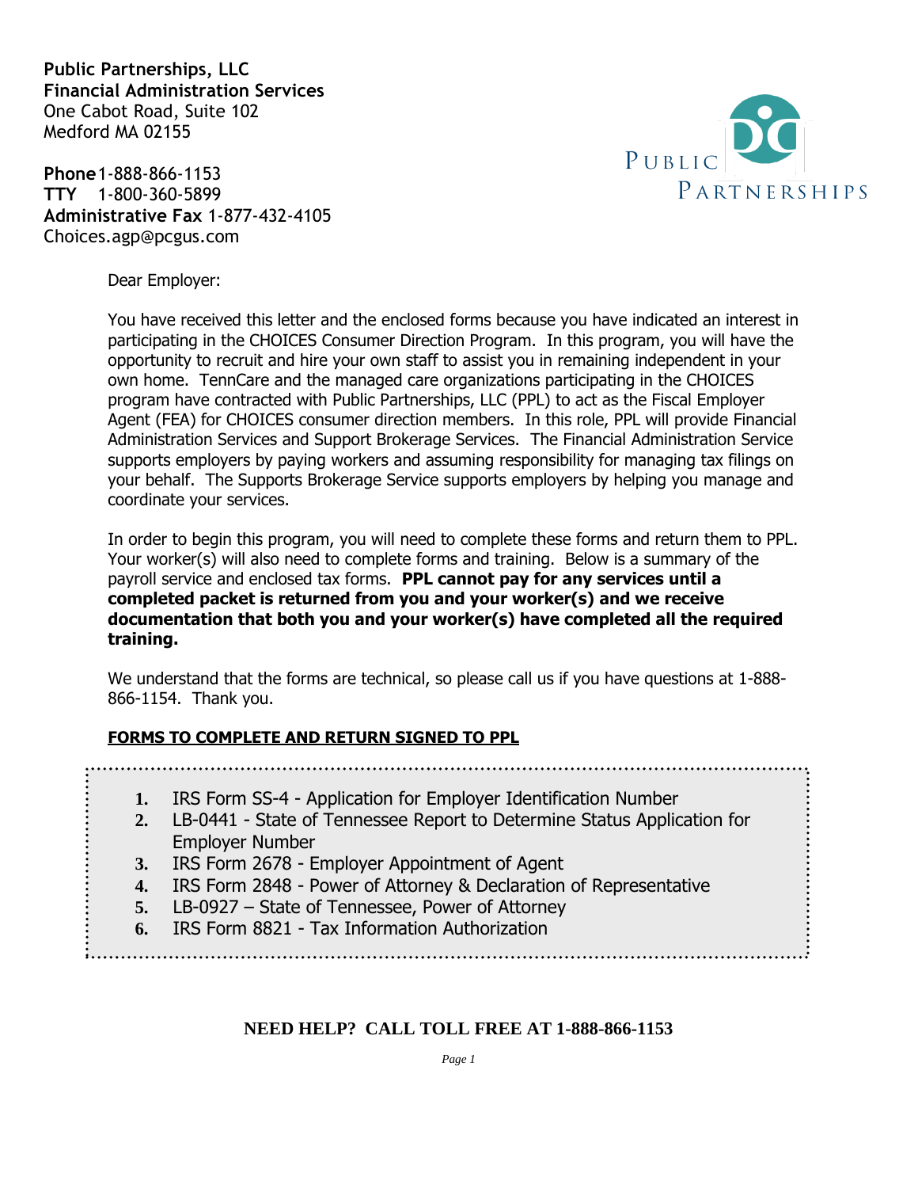**Public Partnerships, LLC**
**Financial Administration Services**
One Cabot Road, Suite 102
Medford MA 02155

**Phone** 1-888-866-1153
**TTY** 1-800-360-5899
**Administrative Fax** 1-877-432-4105
Choices.agp@pcgus.com

PUBLIC PARTNERSHIPS

Dear Employer:

You have received this letter and the enclosed forms because you have indicated an interest in participating in the CHOICES Consumer Direction Program. In this program, you will have the opportunity to recruit and hire your own staff to assist you in remaining independent in your own home. TennCare and the managed care organizations participating in the CHOICES program have contracted with Public Partnerships, LLC (PPL) to act as the Fiscal Employer Agent (FEA) for CHOICES consumer direction members. In this role, PPL will provide Financial Administration Services and Support Brokerage Services. The Financial Administration Service supports employers by paying workers and assuming responsibility for managing tax filings on your behalf. The Supports Brokerage Service supports employers by helping you manage and coordinate your services.

In order to begin this program, you will need to complete these forms and return them to PPL. Your worker(s) will also need to complete forms and training. Below is a summary of the payroll service and enclosed tax forms. **PPL cannot pay for any services until a completed packet is returned from you and your worker(s) and we receive documentation that both you and your worker(s) have completed all the required training.**

We understand that the forms are technical, so please call us if you have questions at 1-888-866-1154. Thank you.

**FORMS TO COMPLETE AND RETURN SIGNED TO PPL**

1. IRS Form SS-4 - Application for Employer Identification Number
2. LB-0441 - State of Tennessee Report to Determine Status Application for Employer Number
3. IRS Form 2678 - Employer Appointment of Agent
4. IRS Form 2848 - Power of Attorney & Declaration of Representative
5. LB-0927 – State of Tennessee, Power of Attorney
6. IRS Form 8821 - Tax Information Authorization

**NEED HELP? CALL TOLL FREE AT 1-888-866-1153**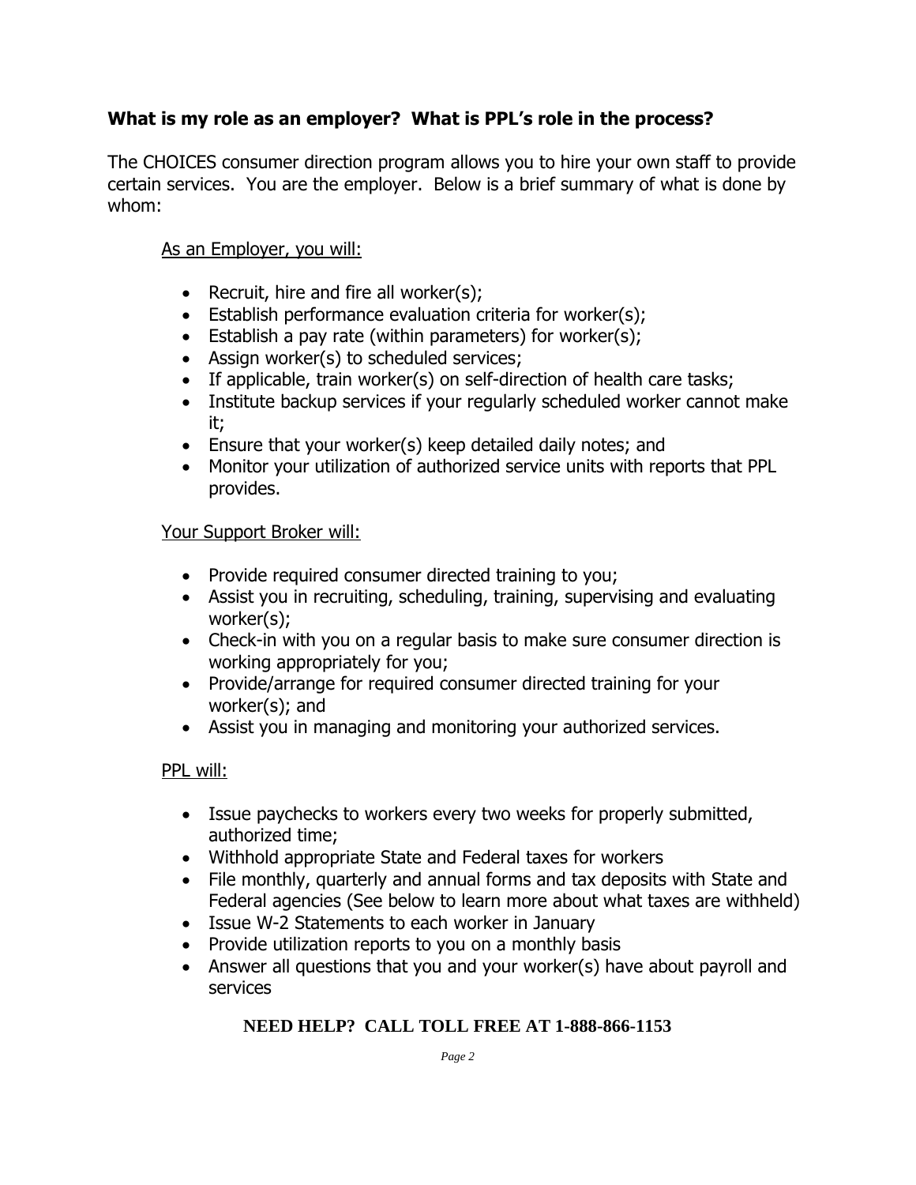## What is my role as an employer? What is PPL's role in the process?

The CHOICES consumer direction program allows you to hire your own staff to provide certain services. You are the employer. Below is a brief summary of what is done by whom:

<u>As an Employer, you will:</u>

- Recruit, hire and fire all worker(s);
- Establish performance evaluation criteria for worker(s);
- Establish a pay rate (within parameters) for worker(s);
- Assign worker(s) to scheduled services;
- If applicable, train worker(s) on self-direction of health care tasks;
- Institute backup services if your regularly scheduled worker cannot make it;
- Ensure that your worker(s) keep detailed daily notes; and
- Monitor your utilization of authorized service units with reports that PPL provides.

<u>Your Support Broker will:</u>

- Provide required consumer directed training to you;
- Assist you in recruiting, scheduling, training, supervising and evaluating worker(s);
- Check-in with you on a regular basis to make sure consumer direction is working appropriately for you;
- Provide/arrange for required consumer directed training for your worker(s); and
- Assist you in managing and monitoring your authorized services.

<u>PPL will:</u>

- Issue paychecks to workers every two weeks for properly submitted, authorized time;
- Withhold appropriate State and Federal taxes for workers
- File monthly, quarterly and annual forms and tax deposits with State and Federal agencies (See below to learn more about what taxes are withheld)
- Issue W-2 Statements to each worker in January
- Provide utilization reports to you on a monthly basis
- Answer all questions that you and your worker(s) have about payroll and services

**NEED HELP? CALL TOLL FREE AT 1-888-866-1153**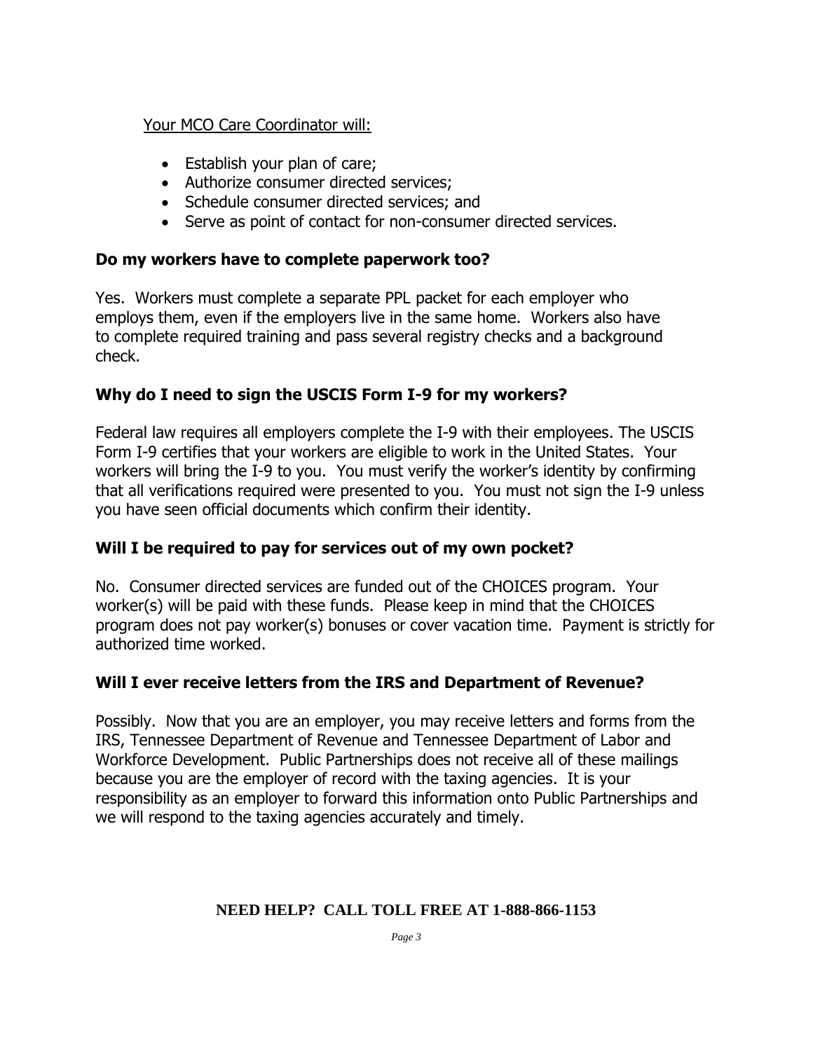Your MCO Care Coordinator will:

- Establish your plan of care;
- Authorize consumer directed services;
- Schedule consumer directed services; and
- Serve as point of contact for non-consumer directed services.

### Do my workers have to complete paperwork too?

Yes. Workers must complete a separate PPL packet for each employer who employs them, even if the employers live in the same home. Workers also have to complete required training and pass several registry checks and a background check.

### Why do I need to sign the USCIS Form I-9 for my workers?

Federal law requires all employers complete the I-9 with their employees. The USCIS Form I-9 certifies that your workers are eligible to work in the United States. Your workers will bring the I-9 to you. You must verify the worker's identity by confirming that all verifications required were presented to you. You must not sign the I-9 unless you have seen official documents which confirm their identity.

### Will I be required to pay for services out of my own pocket?

No. Consumer directed services are funded out of the CHOICES program. Your worker(s) will be paid with these funds. Please keep in mind that the CHOICES program does not pay worker(s) bonuses or cover vacation time. Payment is strictly for authorized time worked.

### Will I ever receive letters from the IRS and Department of Revenue?

Possibly. Now that you are an employer, you may receive letters and forms from the IRS, Tennessee Department of Revenue and Tennessee Department of Labor and Workforce Development. Public Partnerships does not receive all of these mailings because you are the employer of record with the taxing agencies. It is your responsibility as an employer to forward this information onto Public Partnerships and we will respond to the taxing agencies accurately and timely.

**NEED HELP? CALL TOLL FREE AT 1-888-866-1153**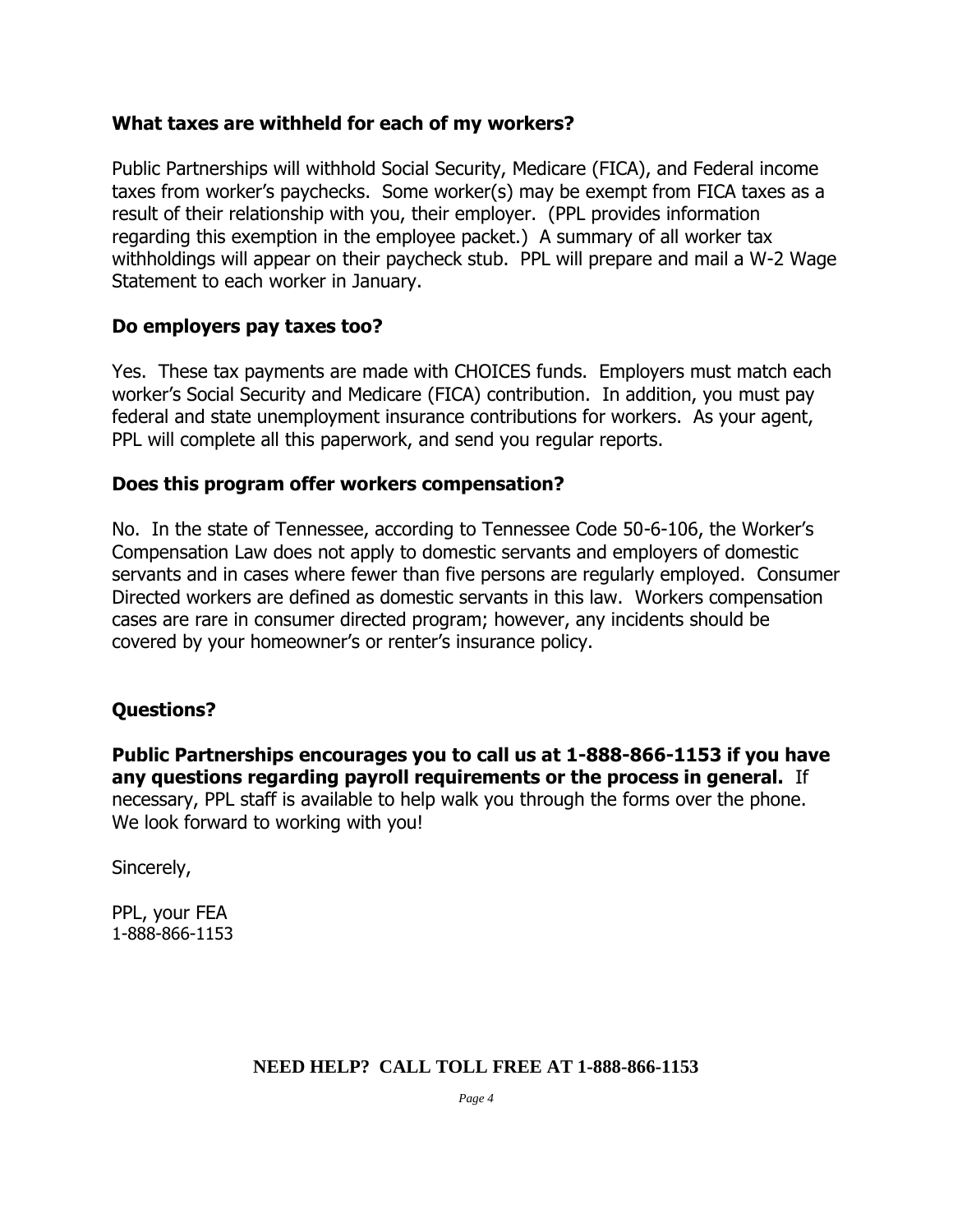### What taxes are withheld for each of my workers?

Public Partnerships will withhold Social Security, Medicare (FICA), and Federal income taxes from worker's paychecks. Some worker(s) may be exempt from FICA taxes as a result of their relationship with you, their employer. (PPL provides information regarding this exemption in the employee packet.) A summary of all worker tax withholdings will appear on their paycheck stub. PPL will prepare and mail a W-2 Wage Statement to each worker in January.

### Do employers pay taxes too?

Yes. These tax payments are made with CHOICES funds. Employers must match each worker's Social Security and Medicare (FICA) contribution. In addition, you must pay federal and state unemployment insurance contributions for workers. As your agent, PPL will complete all this paperwork, and send you regular reports.

### Does this program offer workers compensation?

No. In the state of Tennessee, according to Tennessee Code 50-6-106, the Worker's Compensation Law does not apply to domestic servants and employers of domestic servants and in cases where fewer than five persons are regularly employed. Consumer Directed workers are defined as domestic servants in this law. Workers compensation cases are rare in consumer directed program; however, any incidents should be covered by your homeowner's or renter's insurance policy.

### Questions?

**Public Partnerships encourages you to call us at 1-888-866-1153 if you have any questions regarding payroll requirements or the process in general.** If necessary, PPL staff is available to help walk you through the forms over the phone. We look forward to working with you!

Sincerely,

PPL, your FEA
1-888-866-1153

**NEED HELP? CALL TOLL FREE AT 1-888-866-1153**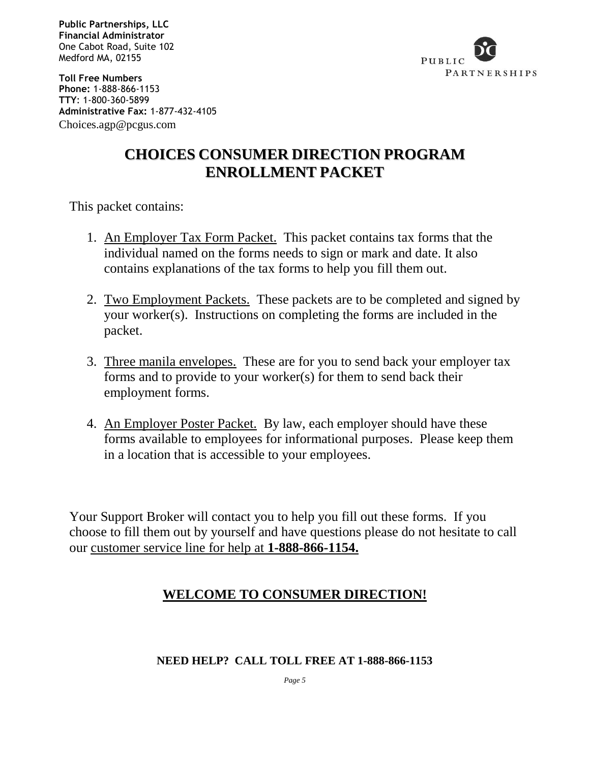**Public Partnerships, LLC**
**Financial Administrator**
One Cabot Road, Suite 102
Medford MA, 02155

**Toll Free Numbers**
**Phone:** 1-888-866-1153
**TTY:** 1-800-360-5899
**Administrative Fax:** 1-877-432-4105
Choices.agp@pcgus.com

PUBLIC PARTNERSHIPS

# CHOICES CONSUMER DIRECTION PROGRAM ENROLLMENT PACKET

This packet contains:

1. An Employer Tax Form Packet. This packet contains tax forms that the individual named on the forms needs to sign or mark and date. It also contains explanations of the tax forms to help you fill them out.

2. Two Employment Packets. These packets are to be completed and signed by your worker(s). Instructions on completing the forms are included in the packet.

3. Three manila envelopes. These are for you to send back your employer tax forms and to provide to your worker(s) for them to send back their employment forms.

4. An Employer Poster Packet. By law, each employer should have these forms available to employees for informational purposes. Please keep them in a location that is accessible to your employees.

Your Support Broker will contact you to help you fill out these forms. If you choose to fill them out by yourself and have questions please do not hesitate to call our customer service line for help at **1-888-866-1154.**

## WELCOME TO CONSUMER DIRECTION!

**NEED HELP? CALL TOLL FREE AT 1-888-866-1153**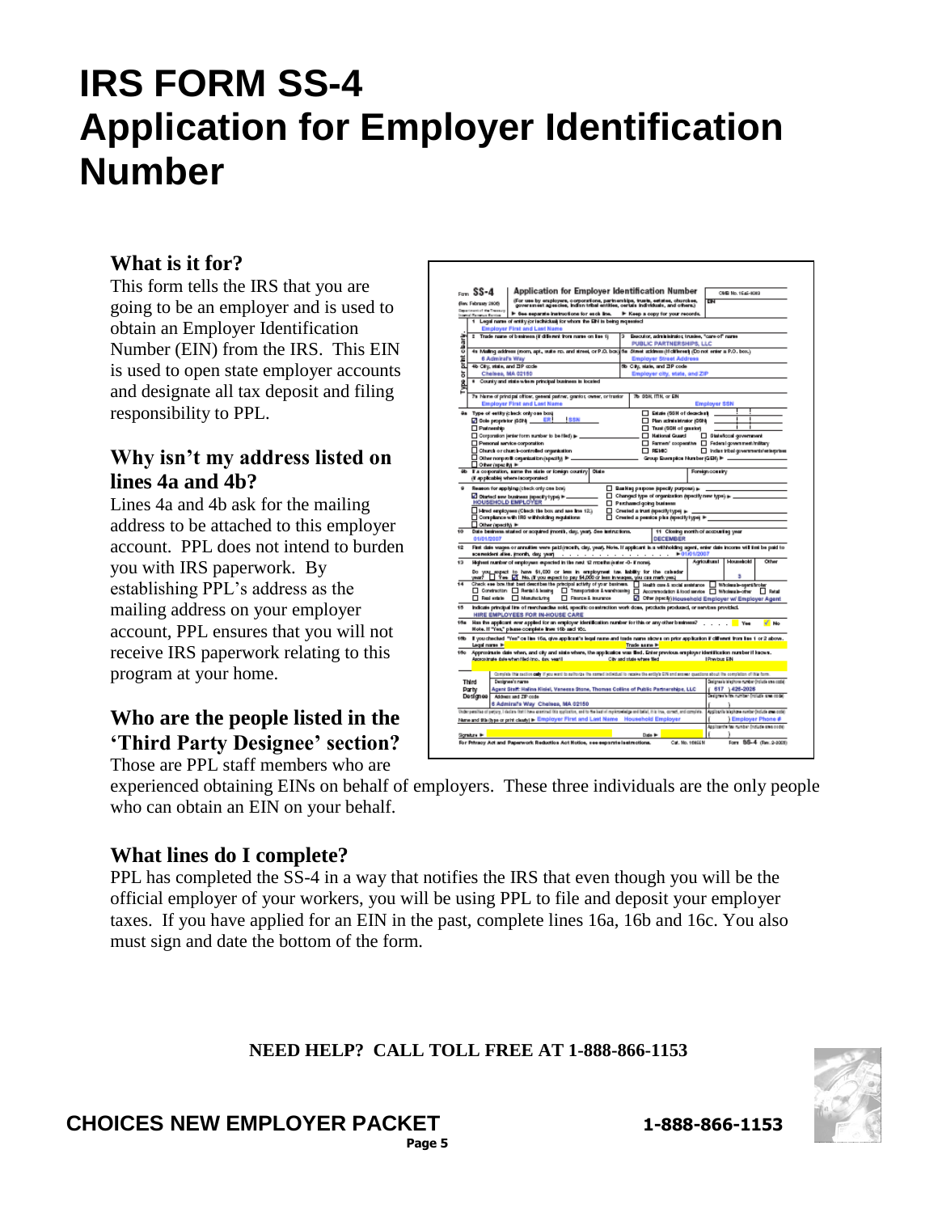# IRS FORM SS-4
# Application for Employer Identification Number

### What is it for?

This form tells the IRS that you are going to be an employer and is used to obtain an Employer Identification Number (EIN) from the IRS. This EIN is used to open state employer accounts and designate all tax deposit and filing responsibility to PPL.

### Why isn't my address listed on lines 4a and 4b?

Lines 4a and 4b ask for the mailing address to be attached to this employer account. PPL does not intend to burden you with IRS paperwork. By establishing PPL's address as the mailing address on your employer account, PPL ensures that you will not receive IRS paperwork relating to this program at your home.

### Who are the people listed in the 'Third Party Designee' section?

Those are PPL staff members who are experienced obtaining EINs on behalf of employers. These three individuals are the only people who can obtain an EIN on your behalf.

### What lines do I complete?

PPL has completed the SS-4 in a way that notifies the IRS that even though you will be the official employer of your workers, you will be using PPL to file and deposit your employer taxes. If you have applied for an EIN in the past, complete lines 16a, 16b and 16c. You also must sign and date the bottom of the form.

**NEED HELP? CALL TOLL FREE AT 1-888-866-1153**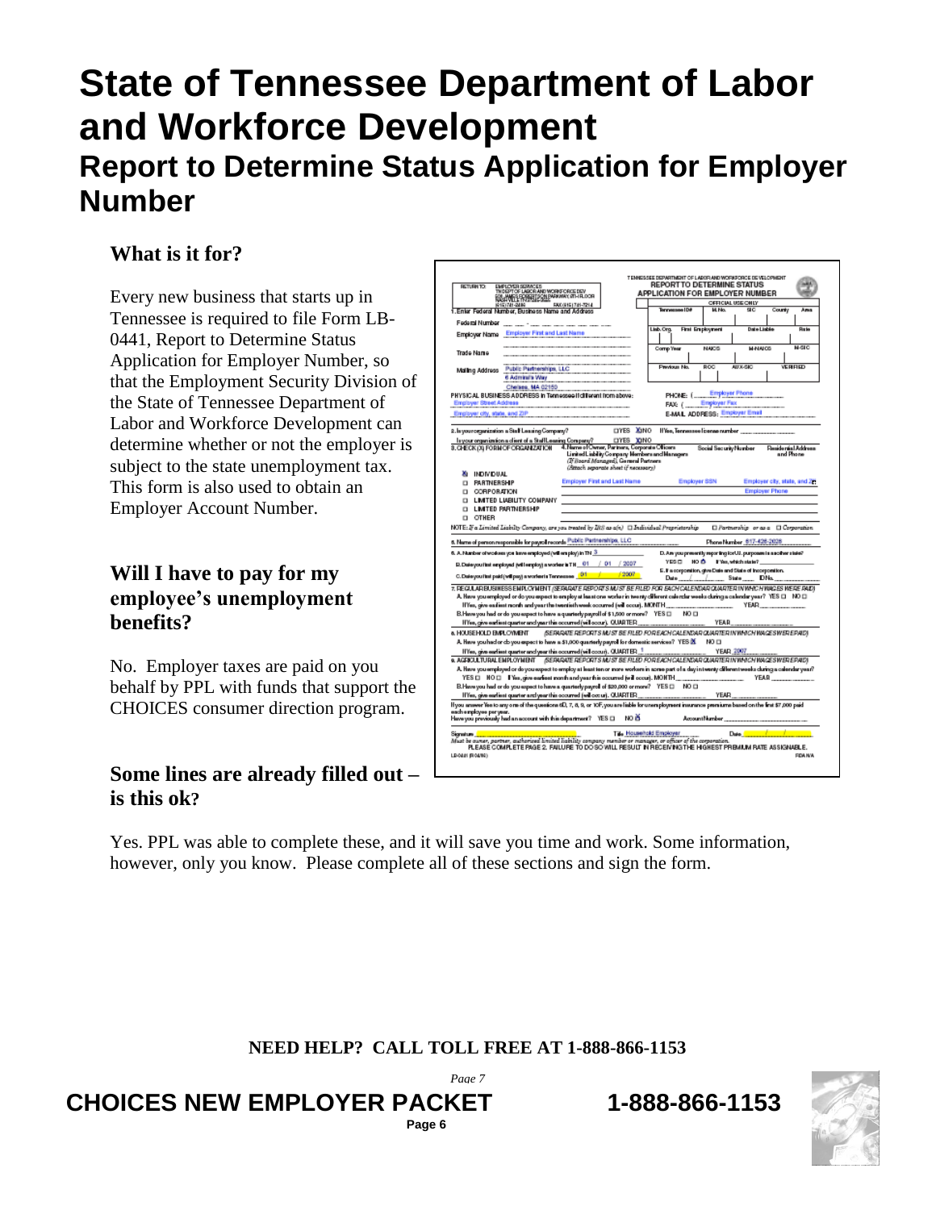# State of Tennessee Department of Labor and Workforce Development

## Report to Determine Status Application for Employer Number

### What is it for?

Every new business that starts up in Tennessee is required to file Form LB-0441, Report to Determine Status Application for Employer Number, so that the Employment Security Division of the State of Tennessee Department of Labor and Workforce Development can determine whether or not the employer is subject to the state unemployment tax. This form is also used to obtain an Employer Account Number.

### Will I have to pay for my employee's unemployment benefits?

No. Employer taxes are paid on you behalf by PPL with funds that support the CHOICES consumer direction program.

### Some lines are already filled out – is this ok?

Yes. PPL was able to complete these, and it will save you time and work. Some information, however, only you know. Please complete all of these sections and sign the form.

**NEED HELP? CALL TOLL FREE AT 1-888-866-1153**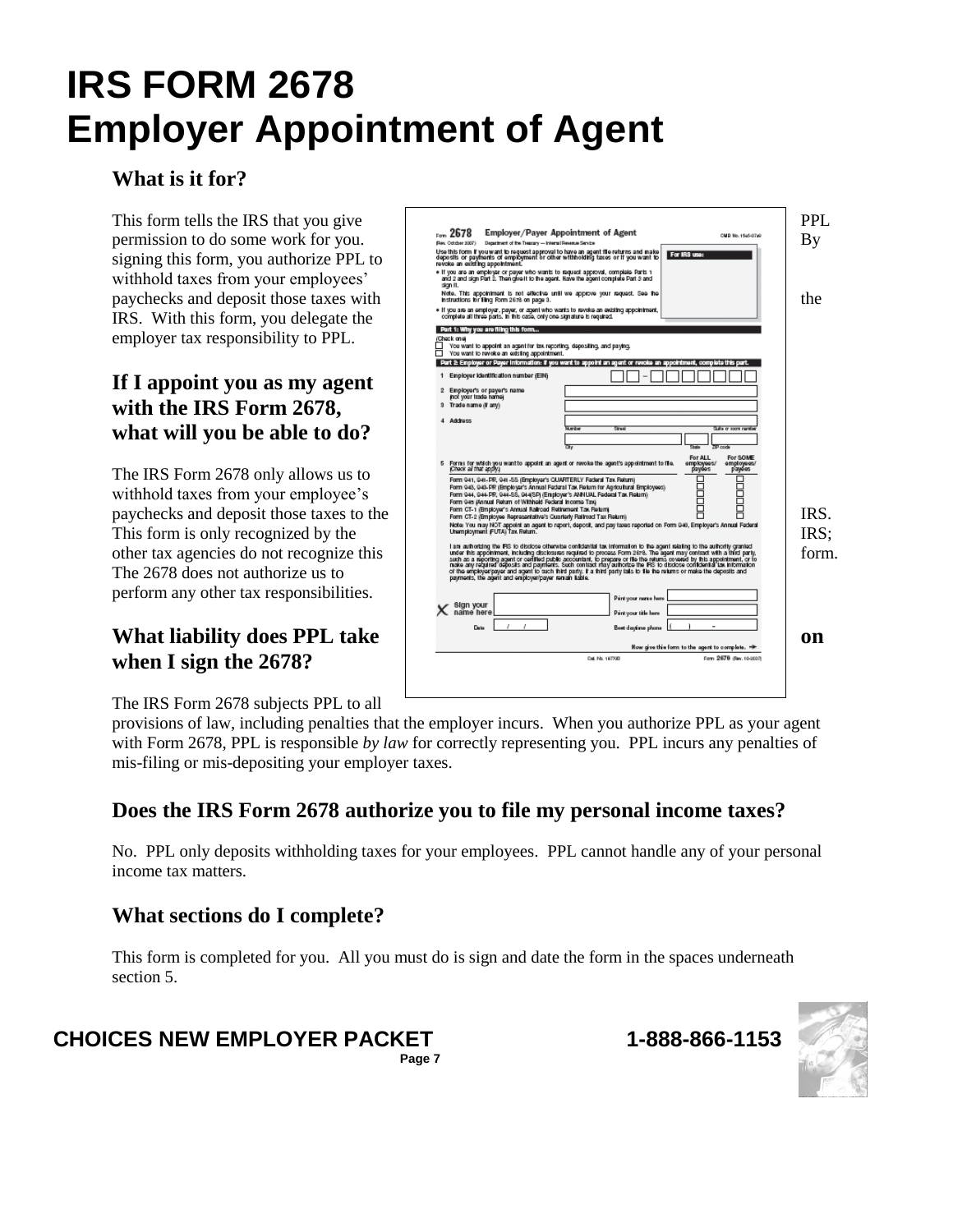# IRS FORM 2678
# Employer Appointment of Agent

### What is it for?

This form tells the IRS that you give PPL permission to do some work for you. By signing this form, you authorize PPL to withhold taxes from your employees' paychecks and deposit those taxes with the IRS. With this form, you delegate the employer tax responsibility to PPL.

### If I appoint you as my agent with the IRS Form 2678, what will you be able to do?

The IRS Form 2678 only allows us to withhold taxes from your employee's paychecks and deposit those taxes to the IRS. This form is only recognized by the IRS; other tax agencies do not recognize this form. The 2678 does not authorize us to perform any other tax responsibilities.

### What liability does PPL take on when I sign the 2678?

The IRS Form 2678 subjects PPL to all provisions of law, including penalties that the employer incurs. When you authorize PPL as your agent with Form 2678, PPL is responsible *by law* for correctly representing you. PPL incurs any penalties of mis-filing or mis-depositing your employer taxes.

### Does the IRS Form 2678 authorize you to file my personal income taxes?

No. PPL only deposits withholding taxes for your employees. PPL cannot handle any of your personal income tax matters.

### What sections do I complete?

This form is completed for you. All you must do is sign and date the form in the spaces underneath section 5.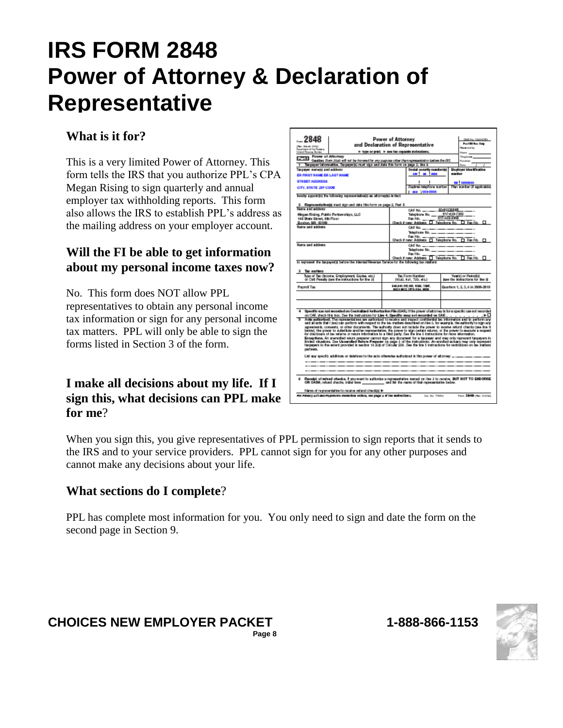# IRS FORM 2848 Power of Attorney & Declaration of Representative

## What is it for?

This is a very limited Power of Attorney. This form tells the IRS that you authorize PPL's CPA Megan Rising to sign quarterly and annual employer tax withholding reports. This form also allows the IRS to establish PPL's address as the mailing address on your employer account.

## Will the FI be able to get information about my personal income taxes now?

No. This form does NOT allow PPL representatives to obtain any personal income tax information or sign for any personal income tax matters. PPL will only be able to sign the forms listed in Section 3 of the form.

## I make all decisions about my life. If I sign this, what decisions can PPL make for me?

When you sign this, you give representatives of PPL permission to sign reports that it sends to the IRS and to your service providers. PPL cannot sign for you for any other purposes and cannot make any decisions about your life.

## What sections do I complete?

PPL has complete most information for you. You only need to sign and date the form on the second page in Section 9.

**CHOICES NEW EMPLOYER PACKET** **1-888-866-1153**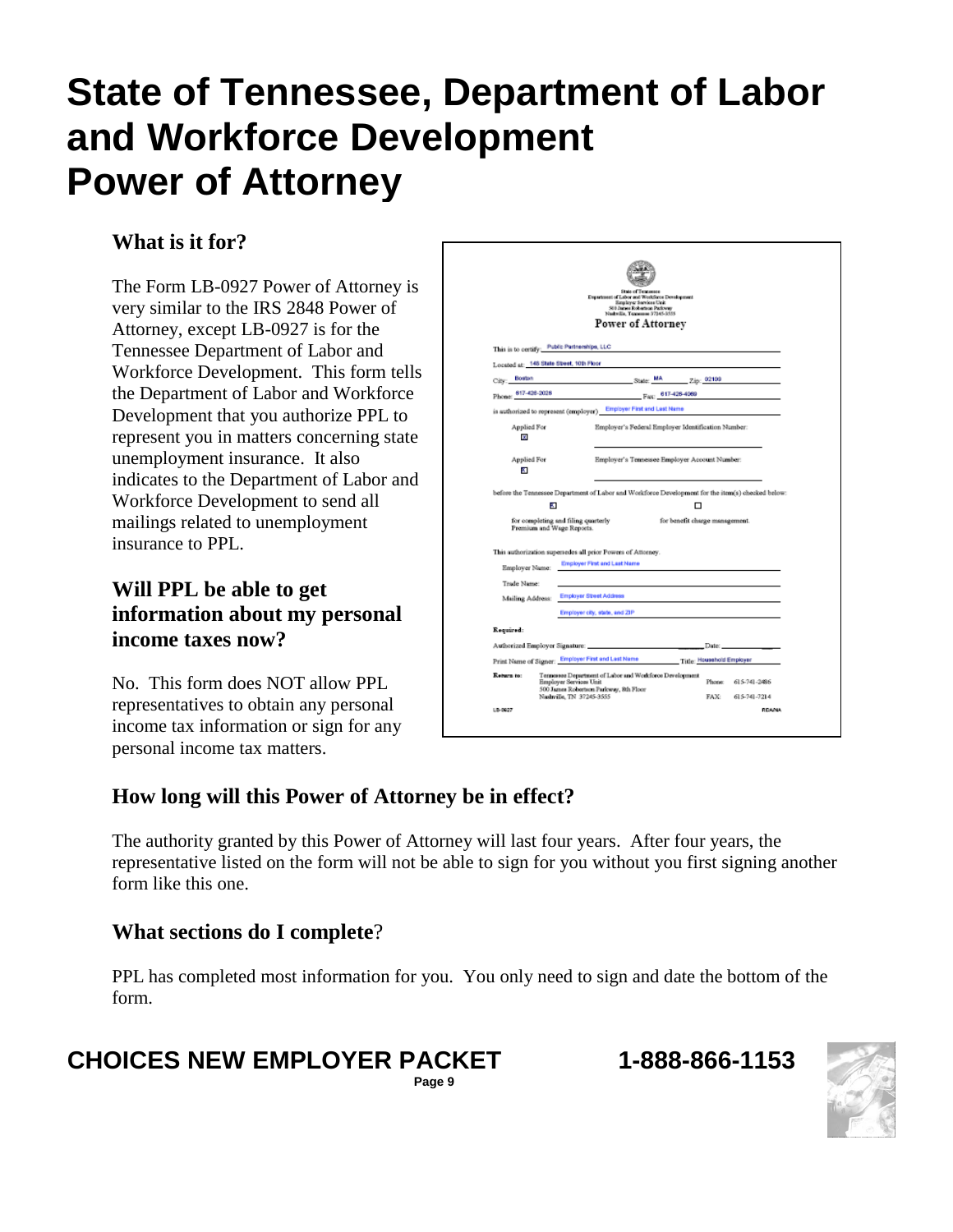# State of Tennessee, Department of Labor and Workforce Development Power of Attorney

### What is it for?

The Form LB-0927 Power of Attorney is very similar to the IRS 2848 Power of Attorney, except LB-0927 is for the Tennessee Department of Labor and Workforce Development. This form tells the Department of Labor and Workforce Development that you authorize PPL to represent you in matters concerning state unemployment insurance. It also indicates to the Department of Labor and Workforce Development to send all mailings related to unemployment insurance to PPL.

State of Tennessee
Department of Labor and Workforce Development
Employer Services Unit
500 James Robertson Parkway
Nashville, Tennessee 37245-3555

**Power of Attorney**

This is to certify: Public Partnerships, LLC

Located at: 148 State Street, 10th Floor

City: Boston State: MA Zip: 02108

Phone: 617-426-2026 Fax: 617-426-4069

is authorized to represent (employer) Employer First and Last Name

Applied For ☒ Employer's Federal Employer Identification Number:

Applied For ☒ Employer's Tennessee Employer Account Number:

before the Tennessee Department of Labor and Workforce Development for the item(s) checked below:

☒ for completing and filing quarterly Premium and Wage Reports.

☐ for benefit charge management.

This authorization supersedes all prior Powers of Attorney.

Employer Name: Employer First and Last Name

Trade Name:

Mailing Address: Employer Street Address

Employer city, state, and ZIP

**Required:**

Authorized Employer Signature: ______ Date: ______

Print Name of Signer: Employer First and Last Name Title: Household Employer

**Return to:** Tennessee Department of Labor and Workforce Development, Employer Services Unit, 500 James Robertson Parkway, 8th Floor, Nashville, TN 37245-3555 Phone: 615-741-2486 FAX: 615-741-7214

LB-0927 RDA/NA

### Will PPL be able to get information about my personal income taxes now?

No. This form does NOT allow PPL representatives to obtain any personal income tax information or sign for any personal income tax matters.

### How long will this Power of Attorney be in effect?

The authority granted by this Power of Attorney will last four years. After four years, the representative listed on the form will not be able to sign for you without you first signing another form like this one.

### What sections do I complete?

PPL has completed most information for you. You only need to sign and date the bottom of the form.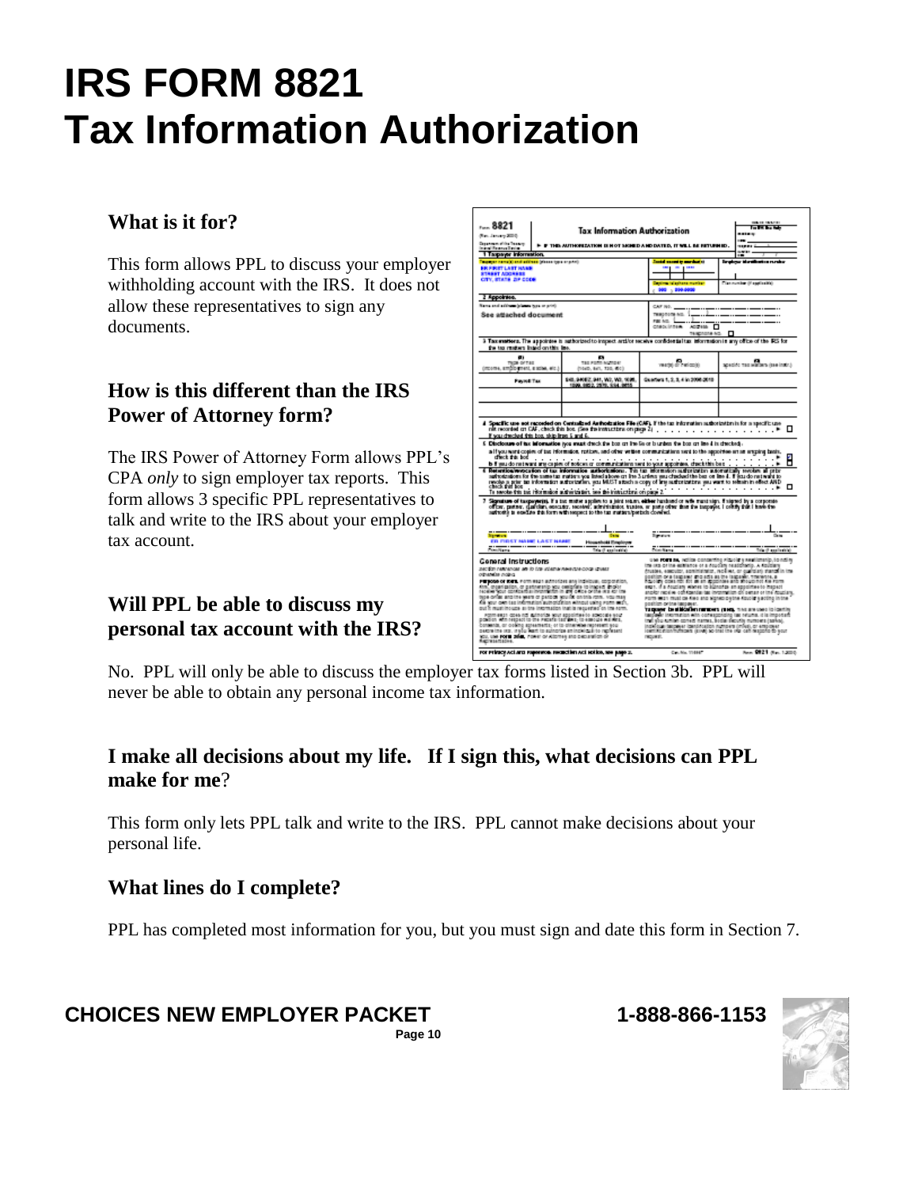# IRS FORM 8821
# Tax Information Authorization

### What is it for?

This form allows PPL to discuss your employer withholding account with the IRS. It does not allow these representatives to sign any documents.

### How is this different than the IRS Power of Attorney form?

The IRS Power of Attorney Form allows PPL's CPA *only* to sign employer tax reports. This form allows 3 specific PPL representatives to talk and write to the IRS about your employer tax account.

### Will PPL be able to discuss my personal tax account with the IRS?

No. PPL will only be able to discuss the employer tax forms listed in Section 3b. PPL will never be able to obtain any personal income tax information.

### I make all decisions about my life. If I sign this, what decisions can PPL make for me?

This form only lets PPL talk and write to the IRS. PPL cannot make decisions about your personal life.

### What lines do I complete?

PPL has completed most information for you, but you must sign and date this form in Section 7.

**CHOICES NEW EMPLOYER PACKET** **1-888-866-1153**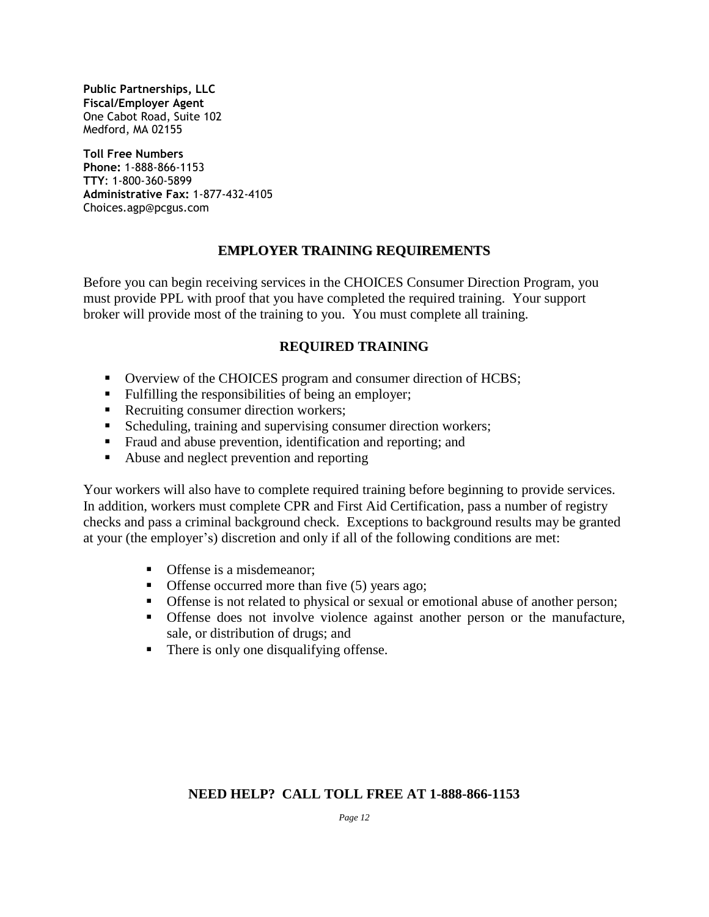**Public Partnerships, LLC**
**Fiscal/Employer Agent**
One Cabot Road, Suite 102
Medford, MA 02155

**Toll Free Numbers**
**Phone:** 1-888-866-1153
**TTY:** 1-800-360-5899
**Administrative Fax:** 1-877-432-4105
Choices.agp@pcgus.com

## EMPLOYER TRAINING REQUIREMENTS

Before you can begin receiving services in the CHOICES Consumer Direction Program, you must provide PPL with proof that you have completed the required training. Your support broker will provide most of the training to you. You must complete all training.

### REQUIRED TRAINING

- Overview of the CHOICES program and consumer direction of HCBS;
- Fulfilling the responsibilities of being an employer;
- Recruiting consumer direction workers;
- Scheduling, training and supervising consumer direction workers;
- Fraud and abuse prevention, identification and reporting; and
- Abuse and neglect prevention and reporting

Your workers will also have to complete required training before beginning to provide services. In addition, workers must complete CPR and First Aid Certification, pass a number of registry checks and pass a criminal background check. Exceptions to background results may be granted at your (the employer's) discretion and only if all of the following conditions are met:

- Offense is a misdemeanor;
- Offense occurred more than five (5) years ago;
- Offense is not related to physical or sexual or emotional abuse of another person;
- Offense does not involve violence against another person or the manufacture, sale, or distribution of drugs; and
- There is only one disqualifying offense.

**NEED HELP? CALL TOLL FREE AT 1-888-866-1153**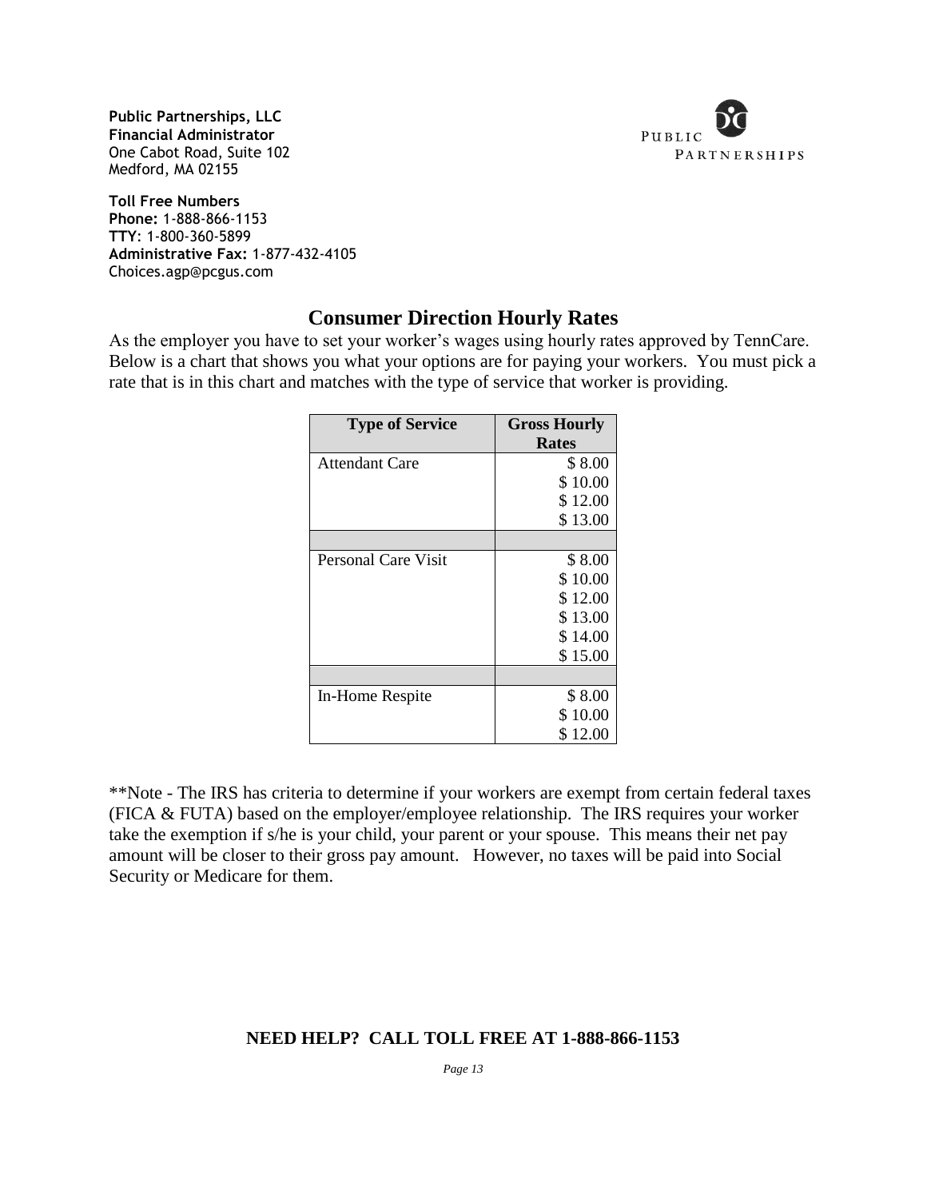**Public Partnerships, LLC**
**Financial Administrator**
One Cabot Road, Suite 102
Medford, MA 02155

PUBLIC PARTNERSHIPS

**Toll Free Numbers**
**Phone:** 1-888-866-1153
**TTY:** 1-800-360-5899
**Administrative Fax:** 1-877-432-4105
Choices.agp@pcgus.com

## Consumer Direction Hourly Rates

As the employer you have to set your worker's wages using hourly rates approved by TennCare. Below is a chart that shows you what your options are for paying your workers. You must pick a rate that is in this chart and matches with the type of service that worker is providing.

| Type of Service | Gross Hourly Rates |
|---|---|
| Attendant Care | $ 8.00 |
| | $ 10.00 |
| | $ 12.00 |
| | $ 13.00 |
| | |
| Personal Care Visit | $ 8.00 |
| | $ 10.00 |
| | $ 12.00 |
| | $ 13.00 |
| | $ 14.00 |
| | $ 15.00 |
| | |
| In-Home Respite | $ 8.00 |
| | $ 10.00 |
| | $ 12.00 |

**Note - The IRS has criteria to determine if your workers are exempt from certain federal taxes (FICA & FUTA) based on the employer/employee relationship. The IRS requires your worker take the exemption if s/he is your child, your parent or your spouse. This means their net pay amount will be closer to their gross pay amount. However, no taxes will be paid into Social Security or Medicare for them.

**NEED HELP? CALL TOLL FREE AT 1-888-866-1153**